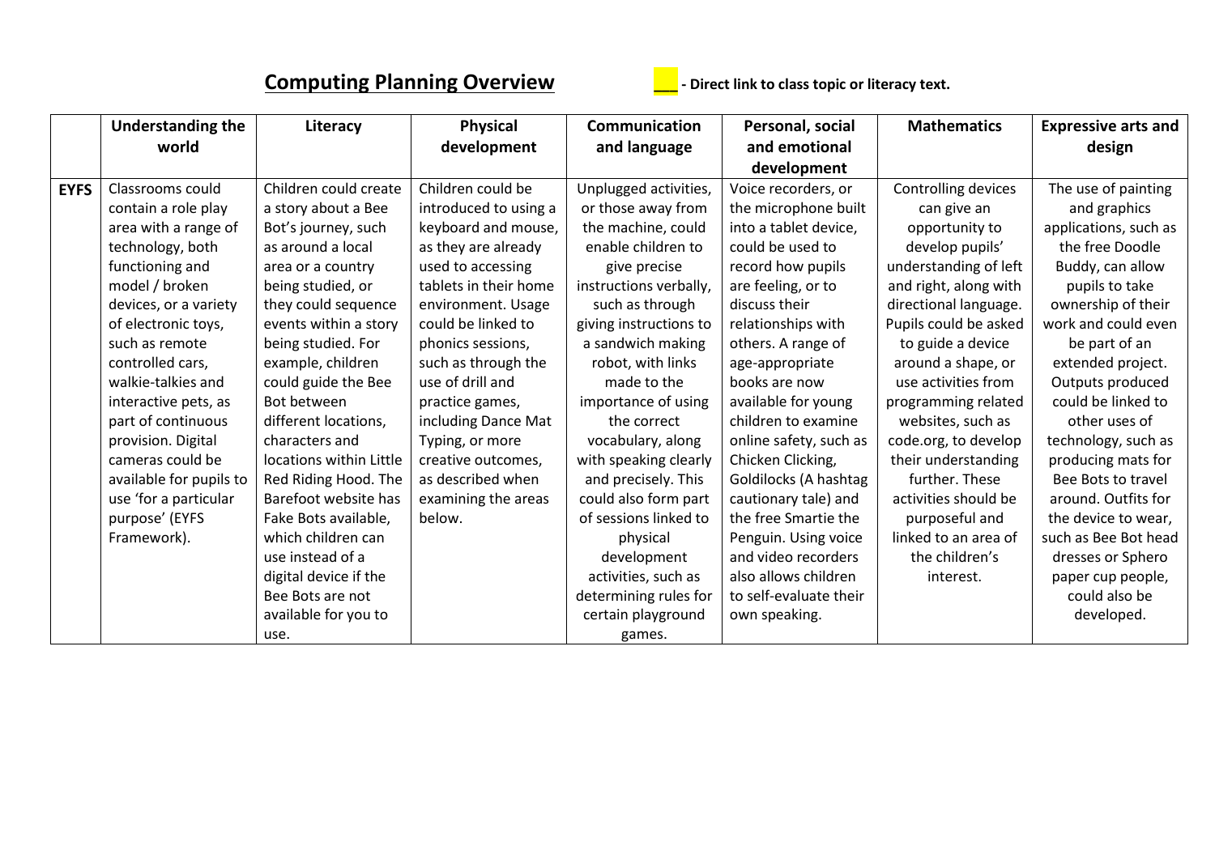## Computing Planning Overview

___ - Direct link to class topic or literacy text.

| | Understanding the world | Literacy | Physical development | Communication and language | Personal, social and emotional development | Mathematics | Expressive arts and design |
|---|---|---|---|---|---|---|---|
| **EYFS** | Classrooms could contain a role play area with a range of technology, both functioning and model / broken devices, or a variety of electronic toys, such as remote controlled cars, walkie-talkies and interactive pets, as part of continuous provision. Digital cameras could be available for pupils to use 'for a particular purpose' (EYFS Framework). | Children could create a story about a Bee Bot's journey, such as around a local area or a country being studied, or they could sequence events within a story being studied. For example, children could guide the Bee Bot between different locations, characters and locations within Little Red Riding Hood. The Barefoot website has Fake Bots available, which children can use instead of a digital device if the Bee Bots are not available for you to use. | Children could be introduced to using a keyboard and mouse, as they are already used to accessing tablets in their home environment. Usage could be linked to phonics sessions, such as through the use of drill and practice games, including Dance Mat Typing, or more creative outcomes, as described when examining the areas below. | Unplugged activities, or those away from the machine, could enable children to give precise instructions verbally, such as through giving instructions to a sandwich making robot, with links made to the importance of using the correct vocabulary, along with speaking clearly and precisely. This could also form part of sessions linked to physical development activities, such as determining rules for certain playground games. | Voice recorders, or the microphone built into a tablet device, could be used to record how pupils are feeling, or to discuss their relationships with others. A range of age-appropriate books are now available for young children to examine online safety, such as Chicken Clicking, Goldilocks (A hashtag cautionary tale) and the free Smartie the Penguin. Using voice and video recorders also allows children to self-evaluate their own speaking. | Controlling devices can give an opportunity to develop pupils' understanding of left and right, along with directional language. Pupils could be asked to guide a device around a shape, or use activities from programming related websites, such as code.org, to develop their understanding further. These activities should be purposeful and linked to an area of the children's interest. | The use of painting and graphics applications, such as the free Doodle Buddy, can allow pupils to take ownership of their work and could even be part of an extended project. Outputs produced could be linked to other uses of technology, such as producing mats for Bee Bots to travel around. Outfits for the device to wear, such as Bee Bot head dresses or Sphero paper cup people, could also be developed. |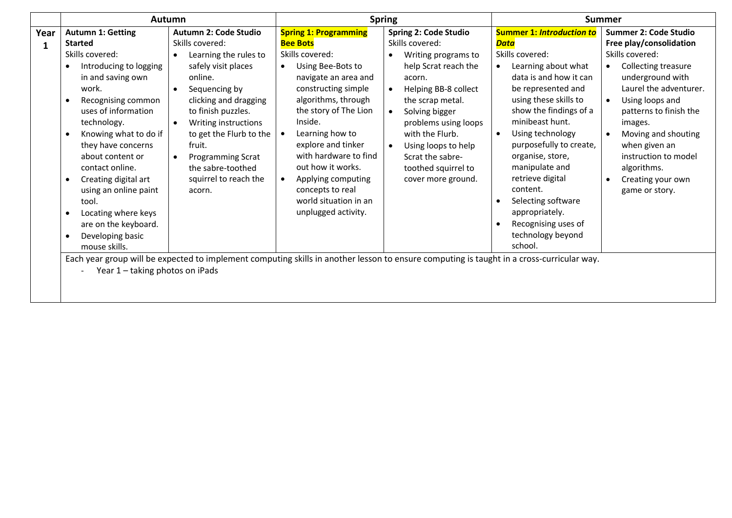| | Autumn | | Spring | | Summer | |
|---|---|---|---|---|---|---|
| **Year 1** | **Autumn 1: Getting Started**<br>Skills covered:<br>• Introducing to logging in and saving own work.<br>• Recognising common uses of information technology.<br>• Knowing what to do if they have concerns about content or contact online.<br>• Creating digital art using an online paint tool.<br>• Locating where keys are on the keyboard.<br>• Developing basic mouse skills. | **Autumn 2: Code Studio**<br>Skills covered:<br>• Learning the rules to safely visit places online.<br>• Sequencing by clicking and dragging to finish puzzles.<br>• Writing instructions to get the Flurb to the fruit.<br>• Programming Scrat the sabre-toothed squirrel to reach the acorn. | **Spring 1: Programming Bee Bots**<br>Skills covered:<br>• Using Bee-Bots to navigate an area and constructing simple algorithms, through the story of The Lion Inside.<br>• Learning how to explore and tinker with hardware to find out how it works.<br>• Applying computing concepts to real world situation in an unplugged activity. | **Spring 2: Code Studio**<br>Skills covered:<br>• Writing programs to help Scrat reach the acorn.<br>• Helping BB-8 collect the scrap metal.<br>• Solving bigger problems using loops with the Flurb.<br>• Using loops to help Scrat the sabre-toothed squirrel to cover more ground. | **Summer 1: *Introduction to Data***<br>Skills covered:<br>• Learning about what data is and how it can be represented and using these skills to show the findings of a minibeast hunt.<br>• Using technology purposefully to create, organise, store, manipulate and retrieve digital content.<br>• Selecting software appropriately.<br>• Recognising uses of technology beyond school. | **Summer 2: Code Studio Free play/consolidation**<br>Skills covered:<br>• Collecting treasure underground with Laurel the adventurer.<br>• Using loops and patterns to finish the images.<br>• Moving and shouting when given an instruction to model algorithms.<br>• Creating your own game or story. |
| | Each year group will be expected to implement computing skills in another lesson to ensure computing is taught in a cross-curricular way.<br>- Year 1 – taking photos on iPads | | | | | |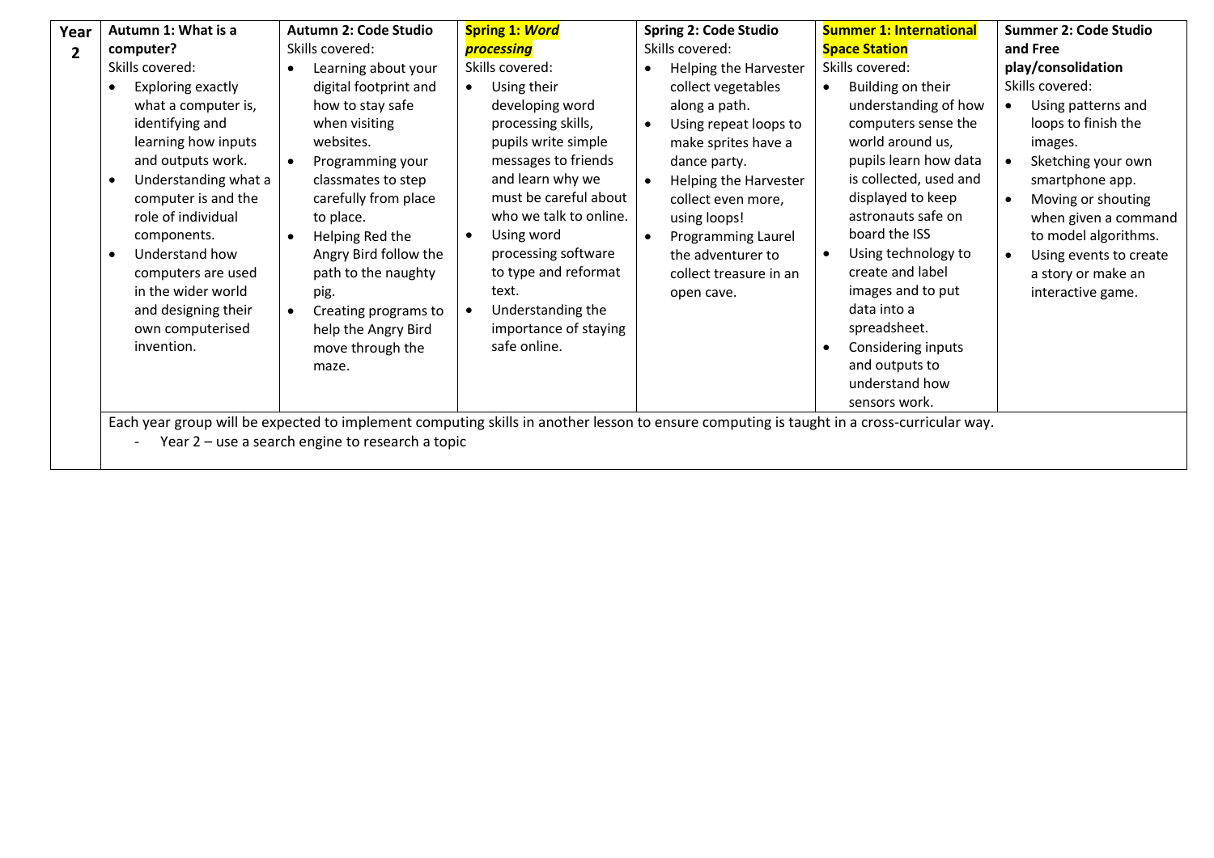| Year 2 | **Autumn 1: What is a computer?** Skills covered: <br>• Exploring exactly what a computer is, identifying and learning how inputs and outputs work.<br>• Understanding what a computer is and the role of individual components.<br>• Understand how computers are used in the wider world and designing their own computerised invention. | **Autumn 2: Code Studio** Skills covered:<br>• Learning about your digital footprint and how to stay safe when visiting websites.<br>• Programming your classmates to step carefully from place to place.<br>• Helping Red the Angry Bird follow the path to the naughty pig.<br>• Creating programs to help the Angry Bird move through the maze. | **Spring 1: *Word processing*** Skills covered:<br>• Using their developing word processing skills, pupils write simple messages to friends and learn why we must be careful about who we talk to online.<br>• Using word processing software to type and reformat text.<br>• Understanding the importance of staying safe online. | **Spring 2: Code Studio** Skills covered:<br>• Helping the Harvester collect vegetables along a path.<br>• Using repeat loops to make sprites have a dance party.<br>• Helping the Harvester collect even more, using loops!<br>• Programming Laurel the adventurer to collect treasure in an open cave. | **Summer 1: International Space Station** Skills covered:<br>• Building on their understanding of how computers sense the world around us, pupils learn how data is collected, used and displayed to keep astronauts safe on board the ISS<br>• Using technology to create and label images and to put data into a spreadsheet.<br>• Considering inputs and outputs to understand how sensors work. | **Summer 2: Code Studio and Free play/consolidation** Skills covered:<br>• Using patterns and loops to finish the images.<br>• Sketching your own smartphone app.<br>• Moving or shouting when given a command to model algorithms.<br>• Using events to create a story or make an interactive game. |
|---|---|---|---|---|---|---|
| | Each year group will be expected to implement computing skills in another lesson to ensure computing is taught in a cross-curricular way.<br>- Year 2 – use a search engine to research a topic | | | | | |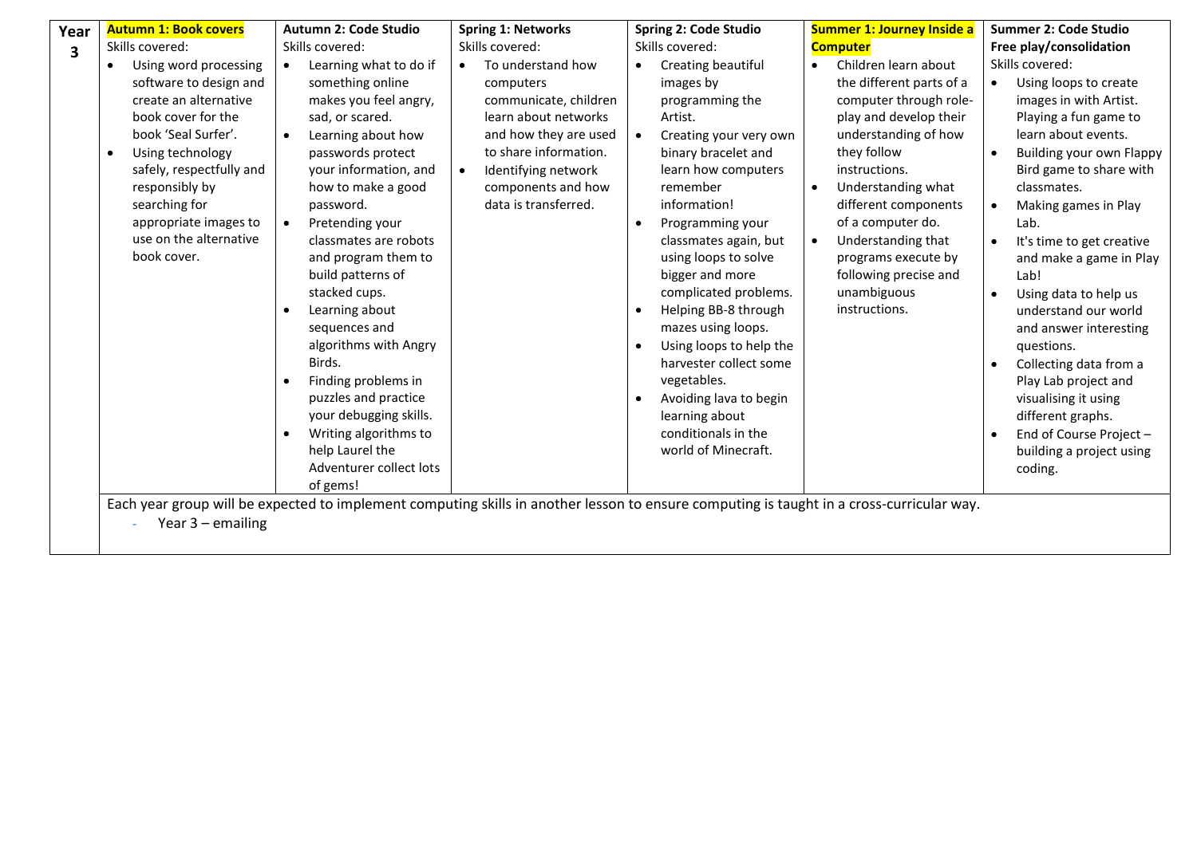| Year | Autumn 1: Book covers | Autumn 2: Code Studio | Spring 1: Networks | Spring 2: Code Studio | Summer 1: Journey Inside a Computer | Summer 2: Code Studio Free play/consolidation |
|---|---|---|---|---|---|---|
| **3** | Skills covered:<br>• Using word processing software to design and create an alternative book cover for the book 'Seal Surfer'.<br>• Using technology safely, respectfully and responsibly by searching for appropriate images to use on the alternative book cover. | Skills covered:<br>• Learning what to do if something online makes you feel angry, sad, or scared.<br>• Learning about how passwords protect your information, and how to make a good password.<br>• Pretending your classmates are robots and program them to build patterns of stacked cups.<br>• Learning about sequences and algorithms with Angry Birds.<br>• Finding problems in puzzles and practice your debugging skills.<br>• Writing algorithms to help Laurel the Adventurer collect lots of gems! | Skills covered:<br>• To understand how computers communicate, children learn about networks and how they are used to share information.<br>• Identifying network components and how data is transferred. | Skills covered:<br>• Creating beautiful images by programming the Artist.<br>• Creating your very own binary bracelet and learn how computers remember information!<br>• Programming your classmates again, but using loops to solve bigger and more complicated problems.<br>• Helping BB-8 through mazes using loops.<br>• Using loops to help the harvester collect some vegetables.<br>• Avoiding lava to begin learning about conditionals in the world of Minecraft. | • Children learn about the different parts of a computer through role-play and develop their understanding of how they follow instructions.<br>• Understanding what different components of a computer do.<br>• Understanding that programs execute by following precise and unambiguous instructions. | Skills covered:<br>• Using loops to create images in with Artist. Playing a fun game to learn about events.<br>• Building your own Flappy Bird game to share with classmates.<br>• Making games in Play Lab.<br>• It's time to get creative and make a game in Play Lab!<br>• Using data to help us understand our world and answer interesting questions.<br>• Collecting data from a Play Lab project and visualising it using different graphs.<br>• End of Course Project – building a project using coding. |
| | Each year group will be expected to implement computing skills in another lesson to ensure computing is taught in a cross-curricular way.<br>- Year 3 – emailing | | | | | |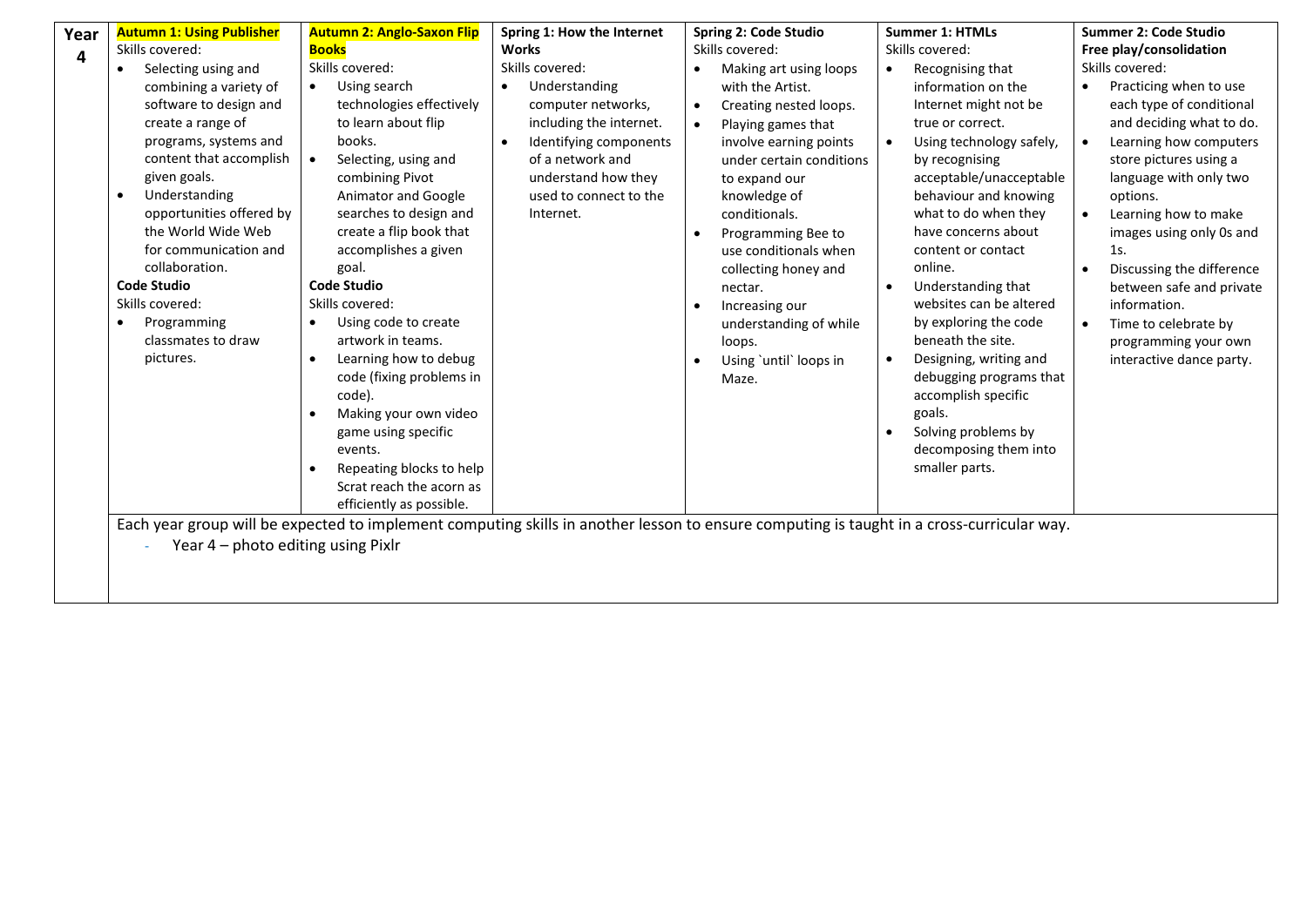| Year 4 | **Autumn 1: Using Publisher** | **Autumn 2: Anglo-Saxon Flip Books** | **Spring 1: How the Internet Works** | **Spring 2: Code Studio** | **Summer 1: HTMLs** | **Summer 2: Code Studio Free play/consolidation** |
|---|---|---|---|---|---|---|
| | Skills covered:<br>• Selecting using and combining a variety of software to design and create a range of programs, systems and content that accomplish given goals.<br>• Understanding opportunities offered by the World Wide Web for communication and collaboration.<br>**Code Studio**<br>Skills covered:<br>• Programming classmates to draw pictures. | Skills covered:<br>• Using search technologies effectively to learn about flip books.<br>• Selecting, using and combining Pivot Animator and Google searches to design and create a flip book that accomplishes a given goal.<br>**Code Studio**<br>Skills covered:<br>• Using code to create artwork in teams.<br>• Learning how to debug code (fixing problems in code).<br>• Making your own video game using specific events.<br>• Repeating blocks to help Scrat reach the acorn as efficiently as possible. | Skills covered:<br>• Understanding computer networks, including the internet.<br>• Identifying components of a network and understand how they used to connect to the Internet. | Skills covered:<br>• Making art using loops with the Artist.<br>• Creating nested loops.<br>• Playing games that involve earning points under certain conditions to expand our knowledge of conditionals.<br>• Programming Bee to use conditionals when collecting honey and nectar.<br>• Increasing our understanding of while loops.<br>• Using `until` loops in Maze. | Skills covered:<br>• Recognising that information on the Internet might not be true or correct.<br>• Using technology safely, by recognising acceptable/unacceptable behaviour and knowing what to do when they have concerns about content or contact online.<br>• Understanding that websites can be altered by exploring the code beneath the site.<br>• Designing, writing and debugging programs that accomplish specific goals.<br>• Solving problems by decomposing them into smaller parts. | Skills covered:<br>• Practicing when to use each type of conditional and deciding what to do.<br>• Learning how computers store pictures using a language with only two options.<br>• Learning how to make images using only 0s and 1s.<br>• Discussing the difference between safe and private information.<br>• Time to celebrate by programming your own interactive dance party. |
| | Each year group will be expected to implement computing skills in another lesson to ensure computing is taught in a cross-curricular way.<br>- Year 4 – photo editing using Pixlr | | | | | |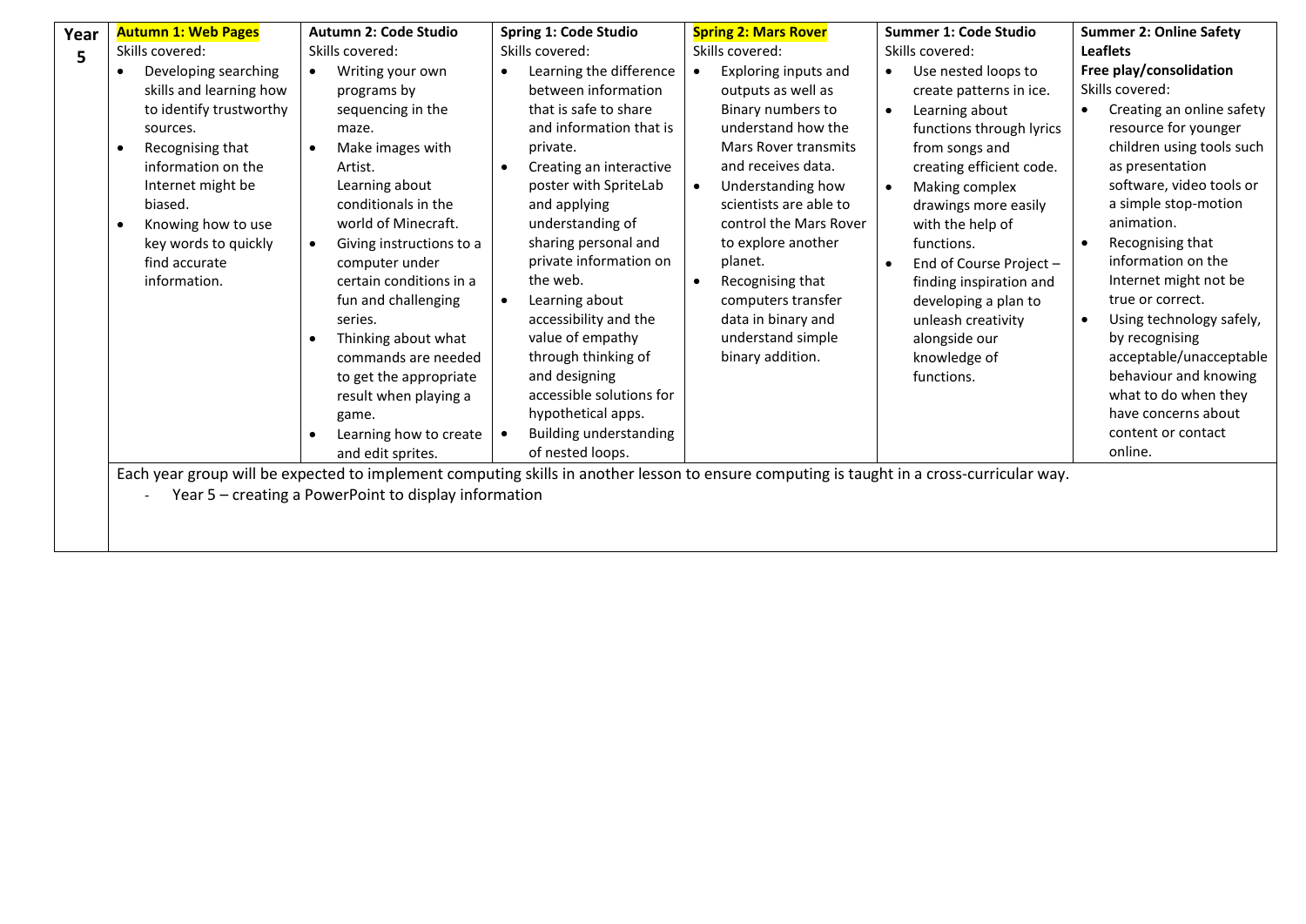| Year 5 | **Autumn 1: Web Pages** | **Autumn 2: Code Studio** | **Spring 1: Code Studio** | **Spring 2: Mars Rover** | **Summer 1: Code Studio** | **Summer 2: Online Safety Leaflets** |
|---|---|---|---|---|---|---|
| | Skills covered:<br>• Developing searching skills and learning how to identify trustworthy sources.<br>• Recognising that information on the Internet might be biased.<br>• Knowing how to use key words to quickly find accurate information. | Skills covered:<br>• Writing your own programs by sequencing in the maze.<br>• Make images with Artist. Learning about conditionals in the world of Minecraft.<br>• Giving instructions to a computer under certain conditions in a fun and challenging series.<br>• Thinking about what commands are needed to get the appropriate result when playing a game.<br>• Learning how to create and edit sprites. | Skills covered:<br>• Learning the difference between information that is safe to share and information that is private.<br>• Creating an interactive poster with SpriteLab and applying understanding of sharing personal and private information on the web.<br>• Learning about accessibility and the value of empathy through thinking of and designing accessible solutions for hypothetical apps.<br>• Building understanding of nested loops. | Skills covered:<br>• Exploring inputs and outputs as well as Binary numbers to understand how the Mars Rover transmits and receives data.<br>• Understanding how scientists are able to control the Mars Rover to explore another planet.<br>• Recognising that computers transfer data in binary and understand simple binary addition. | Skills covered:<br>• Use nested loops to create patterns in ice.<br>• Learning about functions through lyrics from songs and creating efficient code.<br>• Making complex drawings more easily with the help of functions.<br>• End of Course Project – finding inspiration and developing a plan to unleash creativity alongside our knowledge of functions. | **Free play/consolidation**<br>Skills covered:<br>• Creating an online safety resource for younger children using tools such as presentation software, video tools or a simple stop-motion animation.<br>• Recognising that information on the Internet might not be true or correct.<br>• Using technology safely, by recognising acceptable/unacceptable behaviour and knowing what to do when they have concerns about content or contact online. |
| | Each year group will be expected to implement computing skills in another lesson to ensure computing is taught in a cross-curricular way.<br>- Year 5 – creating a PowerPoint to display information | | | | | |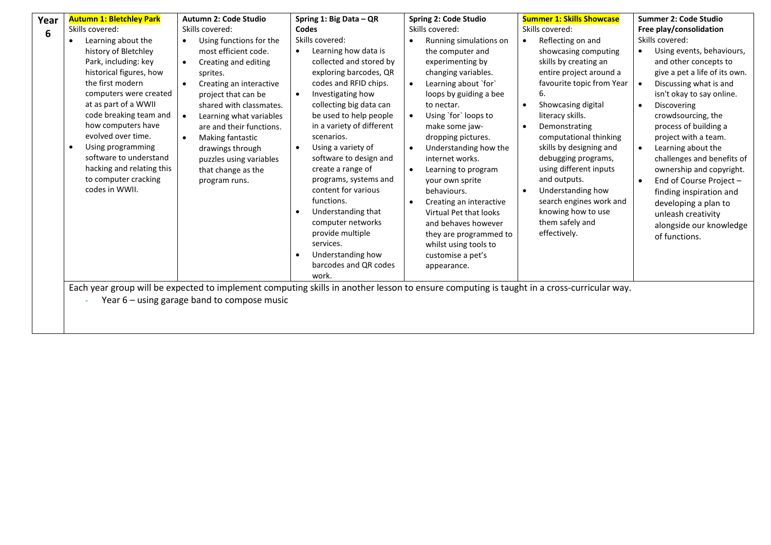| Year 6 | **Autumn 1: Bletchley Park** | **Autumn 2: Code Studio** | **Spring 1: Big Data – QR Codes** | **Spring 2: Code Studio** | **Summer 1: Skills Showcase** | **Summer 2: Code Studio Free play/consolidation** |
|---|---|---|---|---|---|---|
| | Skills covered:<br>• Learning about the history of Bletchley Park, including: key historical figures, how the first modern computers were created at as part of a WWII code breaking team and how computers have evolved over time.<br>• Using programming software to understand hacking and relating this to computer cracking codes in WWII. | Skills covered:<br>• Using functions for the most efficient code.<br>• Creating and editing sprites.<br>• Creating an interactive project that can be shared with classmates.<br>• Learning what variables are and their functions.<br>• Making fantastic drawings through puzzles using variables that change as the program runs. | Skills covered:<br>• Learning how data is collected and stored by exploring barcodes, QR codes and RFID chips.<br>• Investigating how collecting big data can be used to help people in a variety of different scenarios.<br>• Using a variety of software to design and create a range of programs, systems and content for various functions.<br>• Understanding that computer networks provide multiple services.<br>• Understanding how barcodes and QR codes work. | Skills covered:<br>• Running simulations on the computer and experimenting by changing variables.<br>• Learning about `for` loops by guiding a bee to nectar.<br>• Using `for` loops to make some jaw-dropping pictures.<br>• Understanding how the internet works.<br>• Learning to program your own sprite behaviours.<br>• Creating an interactive Virtual Pet that looks and behaves however they are programmed to whilst using tools to customise a pet's appearance. | Skills covered:<br>• Reflecting on and showcasing computing skills by creating an entire project around a favourite topic from Year 6.<br>• Showcasing digital literacy skills.<br>• Demonstrating computational thinking skills by designing and debugging programs, using different inputs and outputs.<br>• Understanding how search engines work and knowing how to use them safely and effectively. | Skills covered:<br>• Using events, behaviours, and other concepts to give a pet a life of its own.<br>• Discussing what is and isn't okay to say online.<br>• Discovering crowdsourcing, the process of building a project with a team.<br>• Learning about the challenges and benefits of ownership and copyright.<br>• End of Course Project – finding inspiration and developing a plan to unleash creativity alongside our knowledge of functions. |
| | Each year group will be expected to implement computing skills in another lesson to ensure computing is taught in a cross-curricular way.<br>- Year 6 – using garage band to compose music | | | | | |